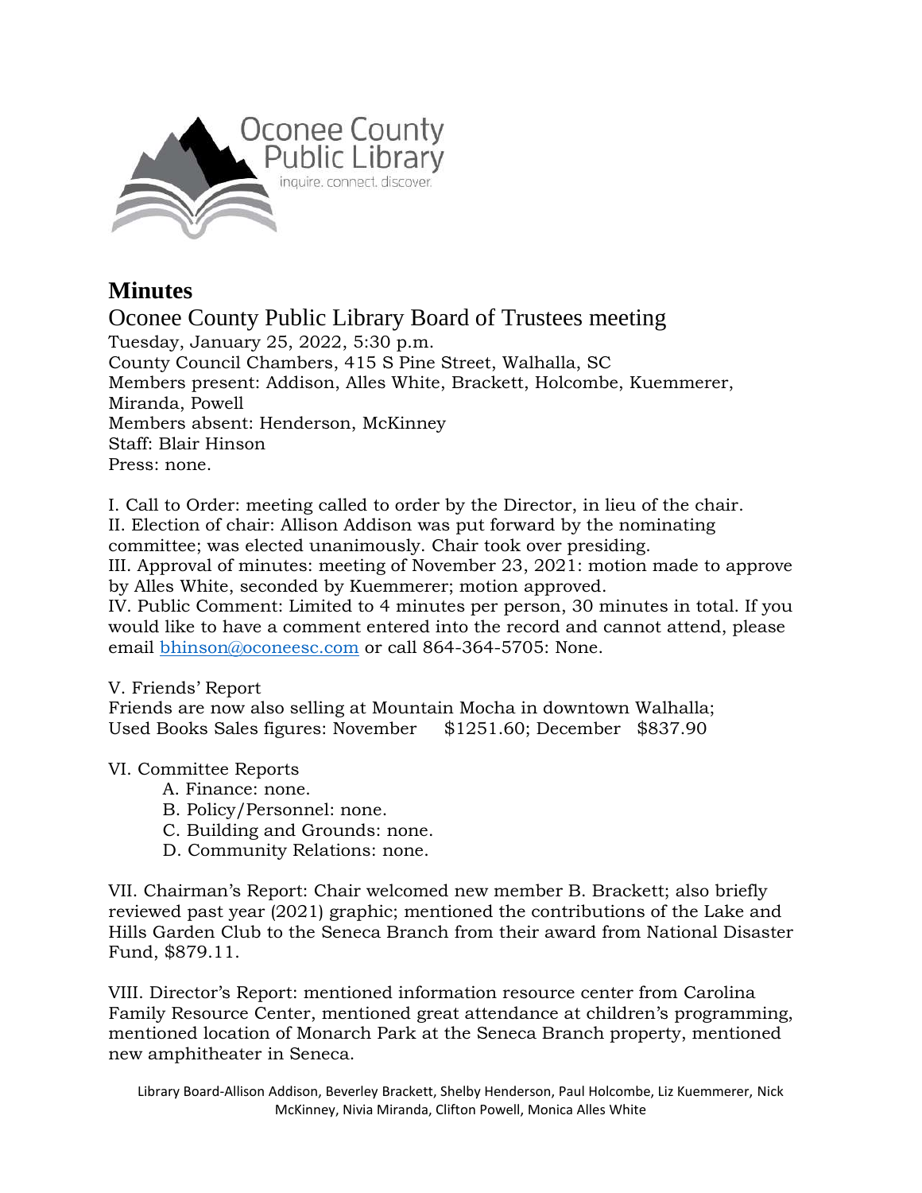Oconee County Public Library

inquire. connect. discover.

# Minutes

## Oconee County Public Library Board of Trustees meeting

Tuesday, January 25, 2022, 5:30 p.m.
County Council Chambers, 415 S Pine Street, Walhalla, SC
Members present: Addison, Alles White, Brackett, Holcombe, Kuemmerer, Miranda, Powell
Members absent: Henderson, McKinney
Staff: Blair Hinson
Press: none.

I. Call to Order: meeting called to order by the Director, in lieu of the chair.
II. Election of chair: Allison Addison was put forward by the nominating committee; was elected unanimously. Chair took over presiding.
III. Approval of minutes: meeting of November 23, 2021: motion made to approve by Alles White, seconded by Kuemmerer; motion approved.
IV. Public Comment: Limited to 4 minutes per person, 30 minutes in total. If you would like to have a comment entered into the record and cannot attend, please email bhinson@oconeesc.com or call 864-364-5705: None.

V. Friends' Report
Friends are now also selling at Mountain Mocha in downtown Walhalla;
Used Books Sales figures: November $1251.60; December $837.90

VI. Committee Reports

- A. Finance: none.
- B. Policy/Personnel: none.
- C. Building and Grounds: none.
- D. Community Relations: none.

VII. Chairman's Report: Chair welcomed new member B. Brackett; also briefly reviewed past year (2021) graphic; mentioned the contributions of the Lake and Hills Garden Club to the Seneca Branch from their award from National Disaster Fund, $879.11.

VIII. Director's Report: mentioned information resource center from Carolina Family Resource Center, mentioned great attendance at children's programming, mentioned location of Monarch Park at the Seneca Branch property, mentioned new amphitheater in Seneca.

Library Board-Allison Addison, Beverley Brackett, Shelby Henderson, Paul Holcombe, Liz Kuemmerer, Nick McKinney, Nivia Miranda, Clifton Powell, Monica Alles White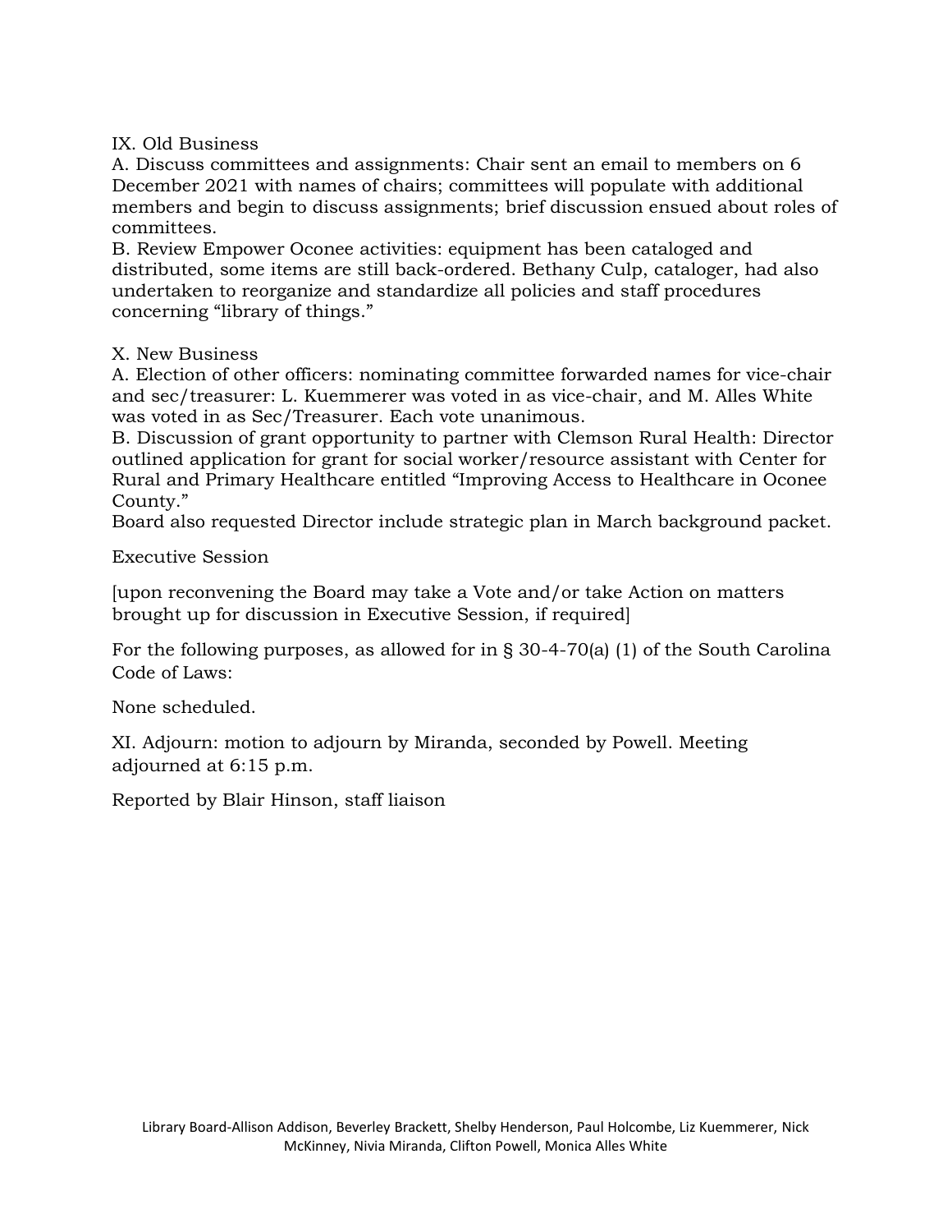IX. Old Business

A. Discuss committees and assignments: Chair sent an email to members on 6 December 2021 with names of chairs; committees will populate with additional members and begin to discuss assignments; brief discussion ensued about roles of committees.

B. Review Empower Oconee activities: equipment has been cataloged and distributed, some items are still back-ordered. Bethany Culp, cataloger, had also undertaken to reorganize and standardize all policies and staff procedures concerning “library of things.”

X. New Business

A. Election of other officers: nominating committee forwarded names for vice-chair and sec/treasurer: L. Kuemmerer was voted in as vice-chair, and M. Alles White was voted in as Sec/Treasurer. Each vote unanimous.

B. Discussion of grant opportunity to partner with Clemson Rural Health: Director outlined application for grant for social worker/resource assistant with Center for Rural and Primary Healthcare entitled “Improving Access to Healthcare in Oconee County.”

Board also requested Director include strategic plan in March background packet.

Executive Session

[upon reconvening the Board may take a Vote and/or take Action on matters brought up for discussion in Executive Session, if required]

For the following purposes, as allowed for in § 30-4-70(a) (1) of the South Carolina Code of Laws:

None scheduled.

XI. Adjourn: motion to adjourn by Miranda, seconded by Powell. Meeting adjourned at 6:15 p.m.

Reported by Blair Hinson, staff liaison

Library Board-Allison Addison, Beverley Brackett, Shelby Henderson, Paul Holcombe, Liz Kuemmerer, Nick McKinney, Nivia Miranda, Clifton Powell, Monica Alles White